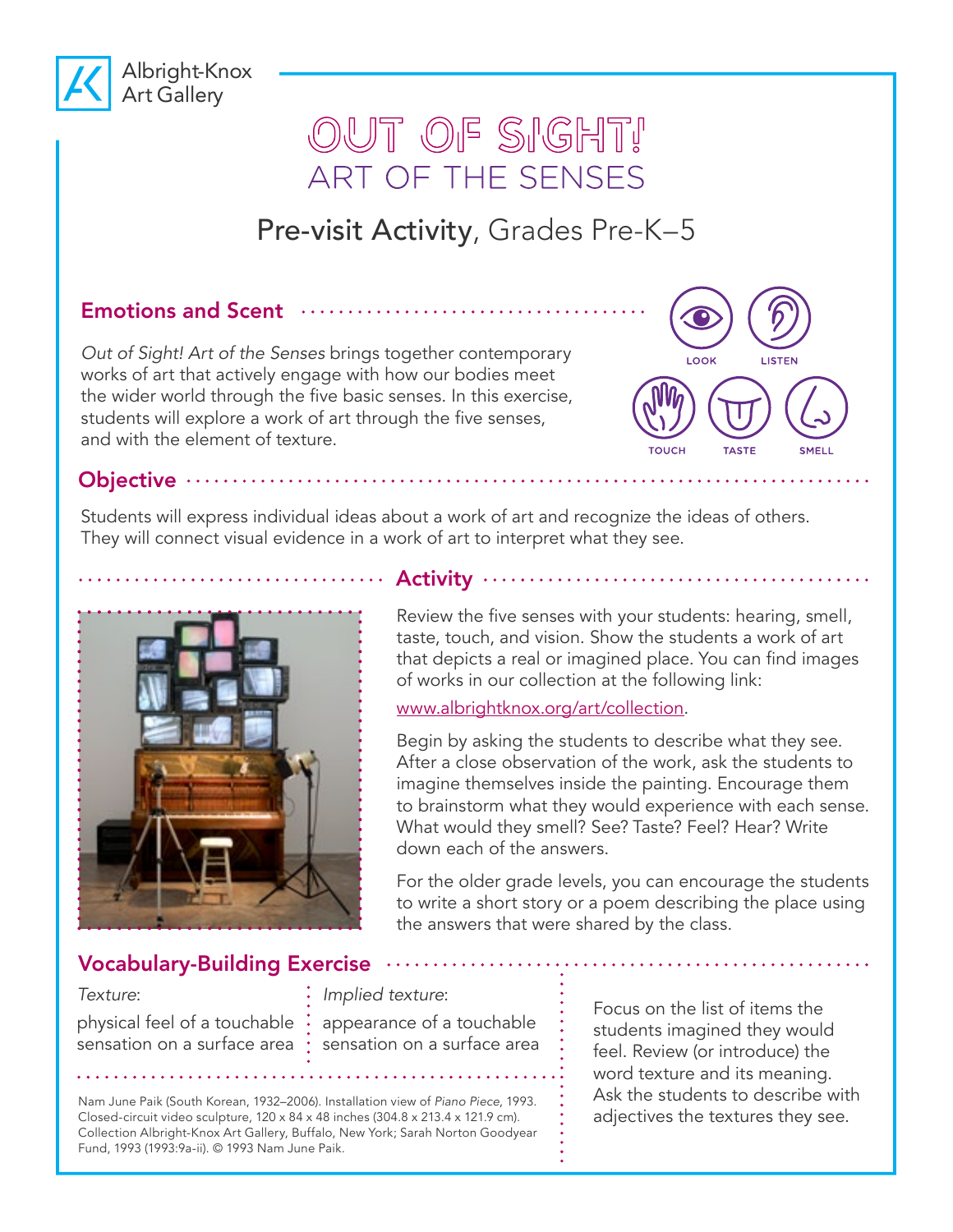Albright-Knox Art Gallery

# OUT OF SIGHT! ART OF THE SENSES

## Pre-visit Activity, Grades Pre-K–5

### Emotions and Scent

*Out of Sight! Art of the Senses* brings together contemporary works of art that actively engage with how our bodies meet the wider world through the five basic senses. In this exercise, students will explore a work of art through the five senses, and with the element of texture.

LOOK LISTEN TOUCH TASTE SMELL

### Objective

Students will express individual ideas about a work of art and recognize the ideas of others. They will connect visual evidence in a work of art to interpret what they see.

### Activity

Review the five senses with your students: hearing, smell, taste, touch, and vision. Show the students a work of art that depicts a real or imagined place. You can find images of works in our collection at the following link:

www.albrightknox.org/art/collection.

Begin by asking the students to describe what they see. After a close observation of the work, ask the students to imagine themselves inside the painting. Encourage them to brainstorm what they would experience with each sense. What would they smell? See? Taste? Feel? Hear? Write down each of the answers.

For the older grade levels, you can encourage the students to write a short story or a poem describing the place using the answers that were shared by the class.

### Vocabulary-Building Exercise

*Texture*:

physical feel of a touchable sensation on a surface area

*Implied texture*:

appearance of a touchable sensation on a surface area

Focus on the list of items the students imagined they would feel. Review (or introduce) the word texture and its meaning. Ask the students to describe with adjectives the textures they see.

Nam June Paik (South Korean, 1932–2006). Installation view of *Piano Piece*, 1993. Closed-circuit video sculpture, 120 x 84 x 48 inches (304.8 x 213.4 x 121.9 cm). Collection Albright-Knox Art Gallery, Buffalo, New York; Sarah Norton Goodyear Fund, 1993 (1993:9a-ii). © 1993 Nam June Paik.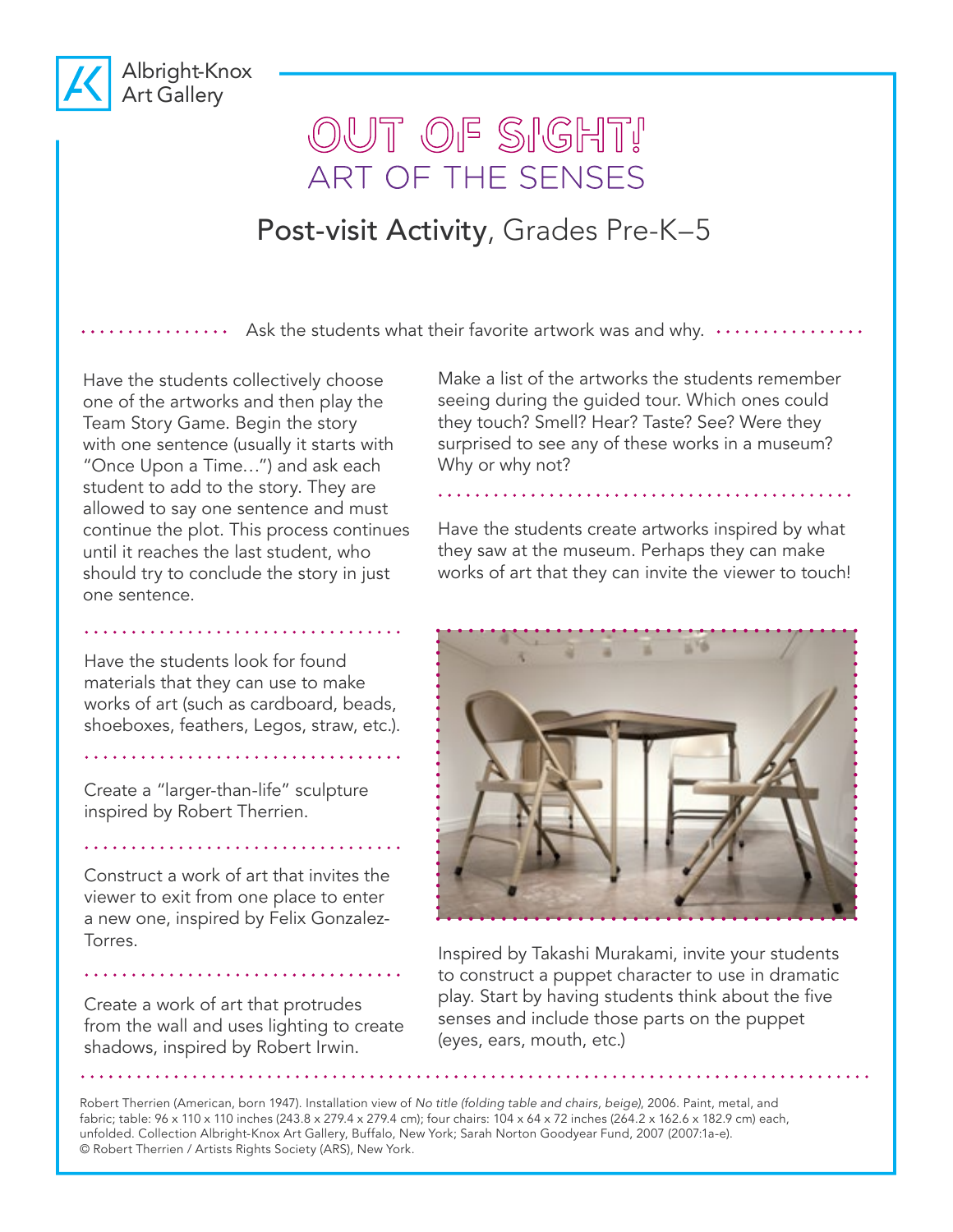Albright-Knox Art Gallery

# OUT OF SIGHT!

## ART OF THE SENSES

### **Post-visit Activity**, Grades Pre-K–5

Ask the students what their favorite artwork was and why.

Have the students collectively choose one of the artworks and then play the Team Story Game. Begin the story with one sentence (usually it starts with "Once Upon a Time…") and ask each student to add to the story. They are allowed to say one sentence and must continue the plot. This process continues until it reaches the last student, who should try to conclude the story in just one sentence.

Have the students look for found materials that they can use to make works of art (such as cardboard, beads, shoeboxes, feathers, Legos, straw, etc.).

Create a "larger-than-life" sculpture inspired by Robert Therrien.

Construct a work of art that invites the viewer to exit from one place to enter a new one, inspired by Felix Gonzalez-Torres.

Create a work of art that protrudes from the wall and uses lighting to create shadows, inspired by Robert Irwin.

Make a list of the artworks the students remember seeing during the guided tour. Which ones could they touch? Smell? Hear? Taste? See? Were they surprised to see any of these works in a museum? Why or why not?

Have the students create artworks inspired by what they saw at the museum. Perhaps they can make works of art that they can invite the viewer to touch!

Inspired by Takashi Murakami, invite your students to construct a puppet character to use in dramatic play. Start by having students think about the five senses and include those parts on the puppet (eyes, ears, mouth, etc.)

Robert Therrien (American, born 1947). Installation view of *No title (folding table and chairs, beige)*, 2006. Paint, metal, and fabric; table: 96 x 110 x 110 inches (243.8 x 279.4 x 279.4 cm); four chairs: 104 x 64 x 72 inches (264.2 x 162.6 x 182.9 cm) each, unfolded. Collection Albright-Knox Art Gallery, Buffalo, New York; Sarah Norton Goodyear Fund, 2007 (2007:1a-e). © Robert Therrien / Artists Rights Society (ARS), New York.